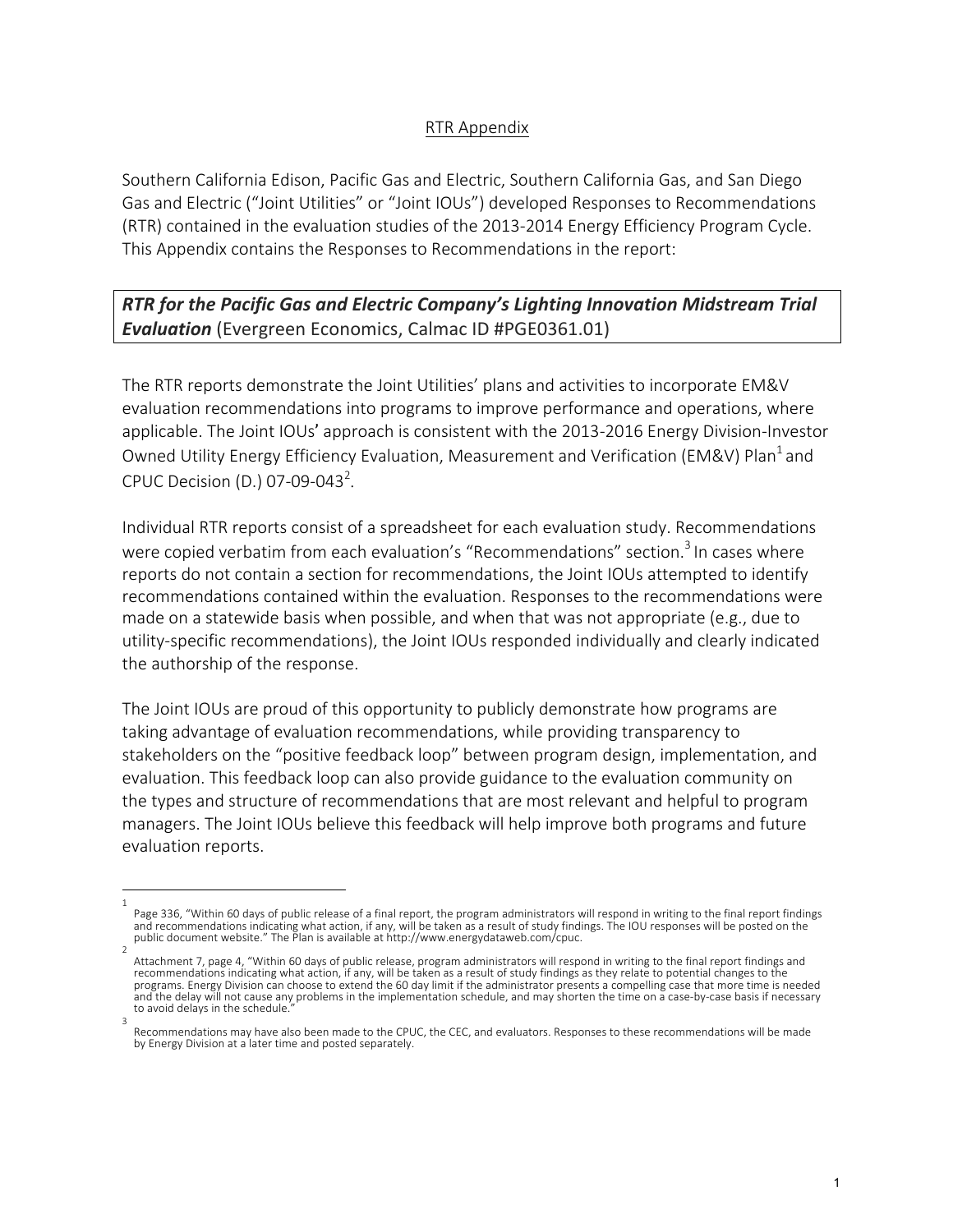## RTR Appendix

Southern California Edison, Pacific Gas and Electric, Southern California Gas, and San Diego Gas and Electric ("Joint Utilities" or "Joint IOUs") developed Responses to Recommendations (RTR) contained in the evaluation studies of the 2013-2014 Energy Efficiency Program Cycle. This Appendix contains the Responses to Recommendations in the report:

***RTR for the Pacific Gas and Electric Company's Lighting Innovation Midstream Trial Evaluation*** (Evergreen Economics, Calmac ID #PGE0361.01)

The RTR reports demonstrate the Joint Utilities' plans and activities to incorporate EM&V evaluation recommendations into programs to improve performance and operations, where applicable. The Joint IOUs' approach is consistent with the 2013-2016 Energy Division-Investor Owned Utility Energy Efficiency Evaluation, Measurement and Verification (EM&V) Plan[1] and CPUC Decision (D.) 07-09-043[2].

Individual RTR reports consist of a spreadsheet for each evaluation study. Recommendations were copied verbatim from each evaluation's "Recommendations" section.[3] In cases where reports do not contain a section for recommendations, the Joint IOUs attempted to identify recommendations contained within the evaluation. Responses to the recommendations were made on a statewide basis when possible, and when that was not appropriate (e.g., due to utility-specific recommendations), the Joint IOUs responded individually and clearly indicated the authorship of the response.

The Joint IOUs are proud of this opportunity to publicly demonstrate how programs are taking advantage of evaluation recommendations, while providing transparency to stakeholders on the "positive feedback loop" between program design, implementation, and evaluation. This feedback loop can also provide guidance to the evaluation community on the types and structure of recommendations that are most relevant and helpful to program managers. The Joint IOUs believe this feedback will help improve both programs and future evaluation reports.

---

[1] Page 336, "Within 60 days of public release of a final report, the program administrators will respond in writing to the final report findings and recommendations indicating what action, if any, will be taken as a result of study findings. The IOU responses will be posted on the public document website." The Plan is available at http://www.energydataweb.com/cpuc.

[2] Attachment 7, page 4, "Within 60 days of public release, program administrators will respond in writing to the final report findings and recommendations indicating what action, if any, will be taken as a result of study findings as they relate to potential changes to the programs. Energy Division can choose to extend the 60 day limit if the administrator presents a compelling case that more time is needed and the delay will not cause any problems in the implementation schedule, and may shorten the time on a case-by-case basis if necessary to avoid delays in the schedule."

[3] Recommendations may have also been made to the CPUC, the CEC, and evaluators. Responses to these recommendations will be made by Energy Division at a later time and posted separately.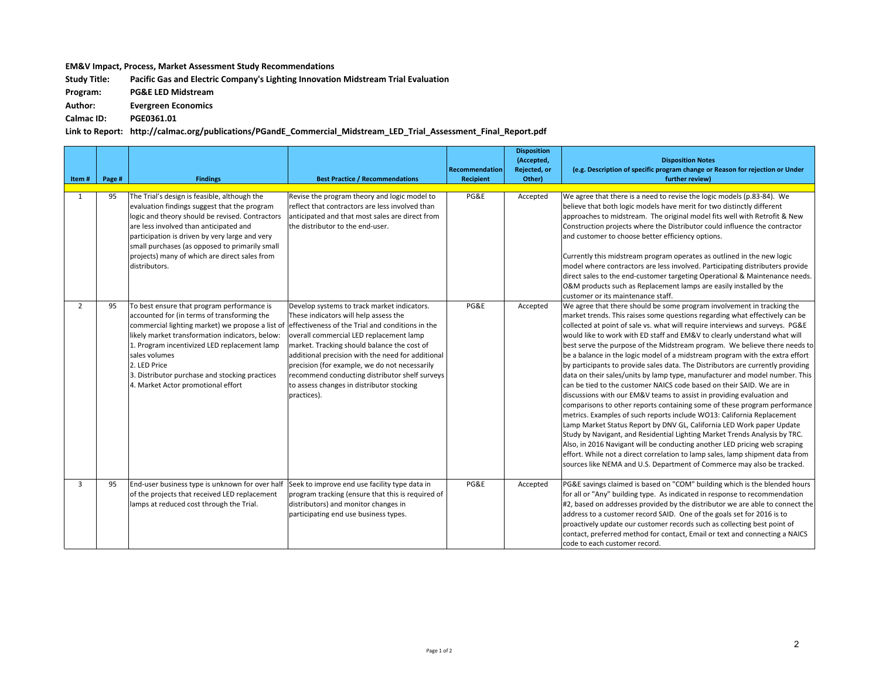**EM&V Impact, Process, Market Assessment Study Recommendations**

**Study Title:** **Pacific Gas and Electric Company's Lighting Innovation Midstream Trial Evaluation**

**Program:** **PG&E LED Midstream**

**Author:** **Evergreen Economics**

**Calmac ID:** **PGE0361.01**

**Link to Report:** **http://calmac.org/publications/PGandE_Commercial_Midstream_LED_Trial_Assessment_Final_Report.pdf**

| Item # | Page # | Findings | Best Practice / Recommendations | Recommendation Recipient | Disposition (Accepted, Rejected, or Other) | Disposition Notes (e.g. Description of specific program change or Reason for rejection or Under further review) |
|---|---|---|---|---|---|---|
| 1 | 95 | The Trial's design is feasible, although the evaluation findings suggest that the program logic and theory should be revised. Contractors are less involved than anticipated and participation is driven by very large and very small purchases (as opposed to primarily small projects) many of which are direct sales from distributors. | Revise the program theory and logic model to reflect that contractors are less involved than anticipated and that most sales are direct from the distributor to the end-user. | PG&E | Accepted | We agree that there is a need to revise the logic models (p.83-84). We believe that both logic models have merit for two distinctly different approaches to midstream. The original model fits well with Retrofit & New Construction projects where the Distributor could influence the contractor and customer to choose better efficiency options.<br><br>Currently this midstream program operates as outlined in the new logic model where contractors are less involved. Participating distributers provide direct sales to the end-customer targeting Operational & Maintenance needs. O&M products such as Replacement lamps are easily installed by the customer or its maintenance staff. |
| 2 | 95 | To best ensure that program performance is accounted for (in terms of transforming the commercial lighting market) we propose a list of likely market transformation indicators, below:<br>1. Program incentivized LED replacement lamp sales volumes<br>2. LED Price<br>3. Distributor purchase and stocking practices<br>4. Market Actor promotional effort | Develop systems to track market indicators. These indicators will help assess the effectiveness of the Trial and conditions in the overall commercial LED replacement lamp market. Tracking should balance the cost of additional precision with the need for additional precision (for example, we do not necessarily recommend conducting distributor shelf surveys to assess changes in distributor stocking practices). | PG&E | Accepted | We agree that there should be some program involvement in tracking the market trends. This raises some questions regarding what effectively can be collected at point of sale vs. what will require interviews and surveys. PG&E would like to work with ED staff and EM&V to clearly understand what will best serve the purpose of the Midstream program. We believe there needs to be a balance in the logic model of a midstream program with the extra effort by participants to provide sales data. The Distributors are currently providing data on their sales/units by lamp type, manufacturer and model number. This can be tied to the customer NAICS code based on their SAID. We are in discussions with our EM&V teams to assist in providing evaluation and comparisons to other reports containing some of these program performance metrics. Examples of such reports include WO13: California Replacement Lamp Market Status Report by DNV GL, California LED Work paper Update Study by Navigant, and Residential Lighting Market Trends Analysis by TRC. Also, in 2016 Navigant will be conducting another LED pricing web scraping effort. While not a direct correlation to lamp sales, lamp shipment data from sources like NEMA and U.S. Department of Commerce may also be tracked. |
| 3 | 95 | End-user business type is unknown for over half of the projects that received LED replacement lamps at reduced cost through the Trial. | Seek to improve end use facility type data in program tracking (ensure that this is required of distributors) and monitor changes in participating end use business types. | PG&E | Accepted | PG&E savings claimed is based on "COM" building which is the blended hours for all or "Any" building type. As indicated in response to recommendation #2, based on addresses provided by the distributor we are able to connect the address to a customer record SAID. One of the goals set for 2016 is to proactively update our customer records such as collecting best point of contact, preferred method for contact, Email or text and connecting a NAICS code to each customer record. |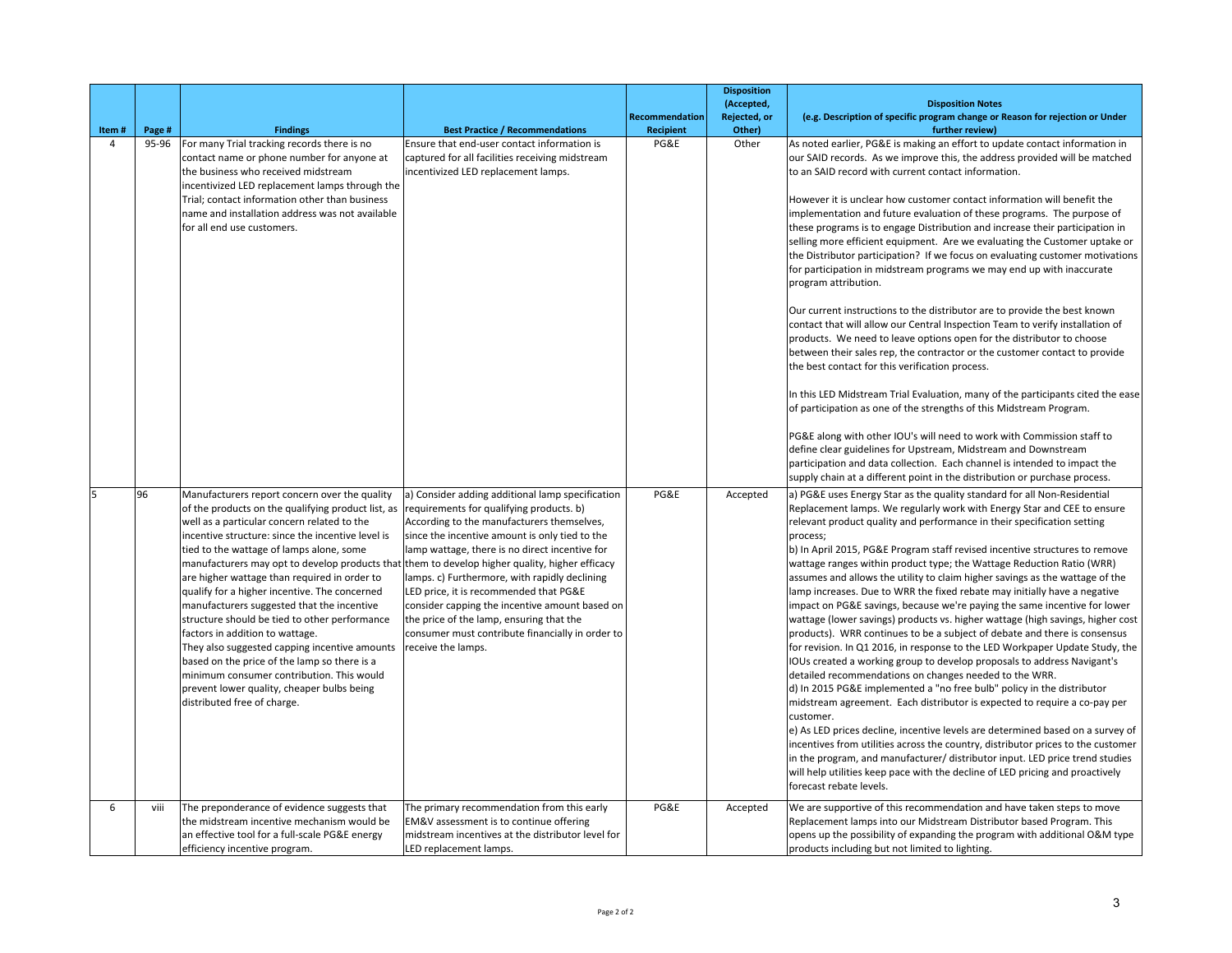| Item # | Page # | Findings | Best Practice / Recommendations | Recommendation Recipient | Disposition (Accepted, Rejected, or Other) | Disposition Notes (e.g. Description of specific program change or Reason for rejection or Under further review) |
|---|---|---|---|---|---|---|
| 4 | 95-96 | For many Trial tracking records there is no contact name or phone number for anyone at the business who received midstream incentivized LED replacement lamps through the Trial; contact information other than business name and installation address was not available for all end use customers. | Ensure that end-user contact information is captured for all facilities receiving midstream incentivized LED replacement lamps. | PG&E | Other | As noted earlier, PG&E is making an effort to update contact information in our SAID records. As we improve this, the address provided will be matched to an SAID record with current contact information.<br><br>However it is unclear how customer contact information will benefit the implementation and future evaluation of these programs. The purpose of these programs is to engage Distribution and increase their participation in selling more efficient equipment. Are we evaluating the Customer uptake or the Distributor participation? If we focus on evaluating customer motivations for participation in midstream programs we may end up with inaccurate program attribution.<br><br>Our current instructions to the distributor are to provide the best known contact that will allow our Central Inspection Team to verify installation of products. We need to leave options open for the distributor to choose between their sales rep, the contractor or the customer contact to provide the best contact for this verification process.<br><br>In this LED Midstream Trial Evaluation, many of the participants cited the ease of participation as one of the strengths of this Midstream Program.<br><br>PG&E along with other IOU's will need to work with Commission staff to define clear guidelines for Upstream, Midstream and Downstream participation and data collection. Each channel is intended to impact the supply chain at a different point in the distribution or purchase process. |
| 5 | 96 | Manufacturers report concern over the quality of the products on the qualifying product list, as well as a particular concern related to the incentive structure: since the incentive level is tied to the wattage of lamps alone, some manufacturers may opt to develop products that are higher wattage than required in order to qualify for a higher incentive. The concerned manufacturers suggested that the incentive structure should be tied to other performance factors in addition to wattage.<br>They also suggested capping incentive amounts based on the price of the lamp so there is a minimum consumer contribution. This would prevent lower quality, cheaper bulbs being distributed free of charge. | a) Consider adding additional lamp specification requirements for qualifying products. b) According to the manufacturers themselves, since the incentive amount is only tied to the lamp wattage, there is no direct incentive for them to develop higher quality, higher efficacy lamps. c) Furthermore, with rapidly declining LED price, it is recommended that PG&E consider capping the incentive amount based on the price of the lamp, ensuring that the consumer must contribute financially in order to receive the lamps. | PG&E | Accepted | a) PG&E uses Energy Star as the quality standard for all Non-Residential Replacement lamps. We regularly work with Energy Star and CEE to ensure relevant product quality and performance in their specification setting process;<br>b) In April 2015, PG&E Program staff revised incentive structures to remove wattage ranges within product type; the Wattage Reduction Ratio (WRR) assumes and allows the utility to claim higher savings as the wattage of the lamp increases. Due to WRR the fixed rebate may initially have a negative impact on PG&E savings, because we're paying the same incentive for lower wattage (lower savings) products vs. higher wattage (high savings, higher cost products). WRR continues to be a subject of debate and there is consensus for revision. In Q1 2016, in response to the LED Workpaper Update Study, the IOUs created a working group to develop proposals to address Navigant's detailed recommendations on changes needed to the WRR.<br>d) In 2015 PG&E implemented a "no free bulb" policy in the distributor midstream agreement. Each distributor is expected to require a co-pay per customer.<br>e) As LED prices decline, incentive levels are determined based on a survey of incentives from utilities across the country, distributor prices to the customer in the program, and manufacturer/ distributor input. LED price trend studies will help utilities keep pace with the decline of LED pricing and proactively forecast rebate levels. |
| 6 | viii | The preponderance of evidence suggests that the midstream incentive mechanism would be an effective tool for a full-scale PG&E energy efficiency incentive program. | The primary recommendation from this early EM&V assessment is to continue offering midstream incentives at the distributor level for LED replacement lamps. | PG&E | Accepted | We are supportive of this recommendation and have taken steps to move Replacement lamps into our Midstream Distributor based Program. This opens up the possibility of expanding the program with additional O&M type products including but not limited to lighting. |